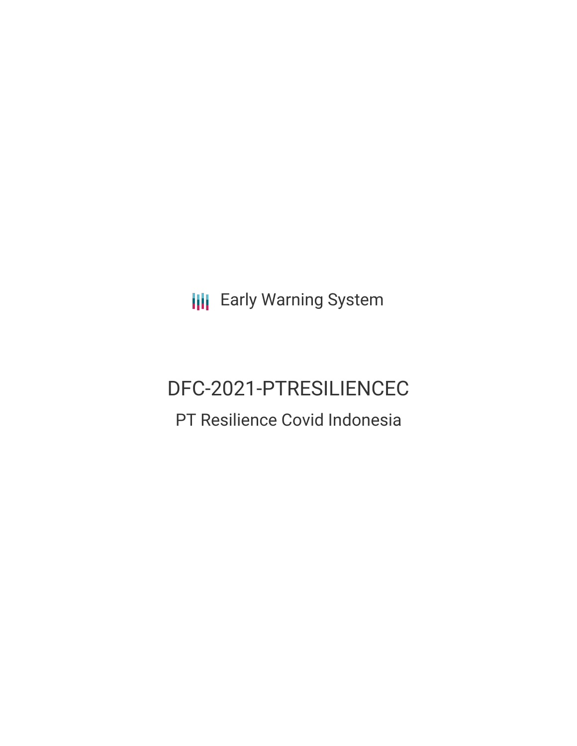Early Warning System

# DFC-2021-PTRESILIENCEC

## PT Resilience Covid Indonesia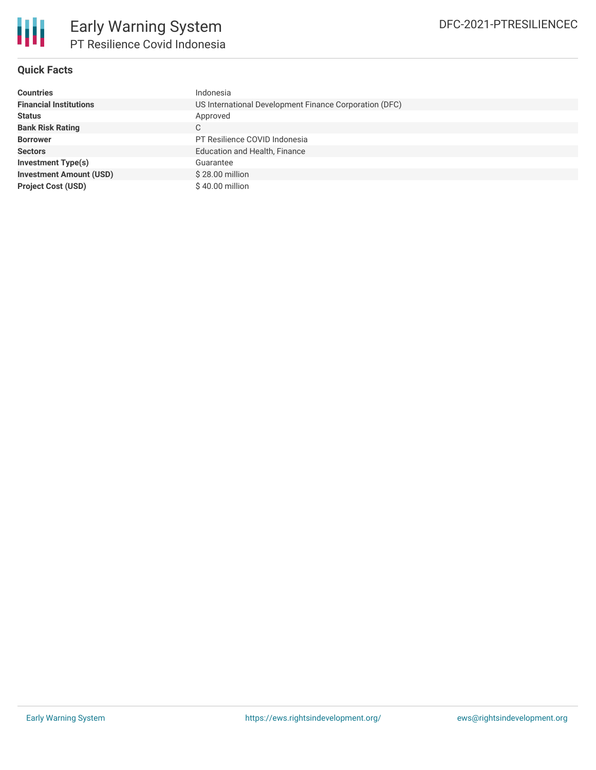# Early Warning System

## PT Resilience Covid Indonesia

DFC-2021-PTRESILIENCEC

### Quick Facts

| | |
|---|---|
| **Countries** | Indonesia |
| **Financial Institutions** | US International Development Finance Corporation (DFC) |
| **Status** | Approved |
| **Bank Risk Rating** | C |
| **Borrower** | PT Resilience COVID Indonesia |
| **Sectors** | Education and Health, Finance |
| **Investment Type(s)** | Guarantee |
| **Investment Amount (USD)** | $ 28.00 million |
| **Project Cost (USD)** | $ 40.00 million |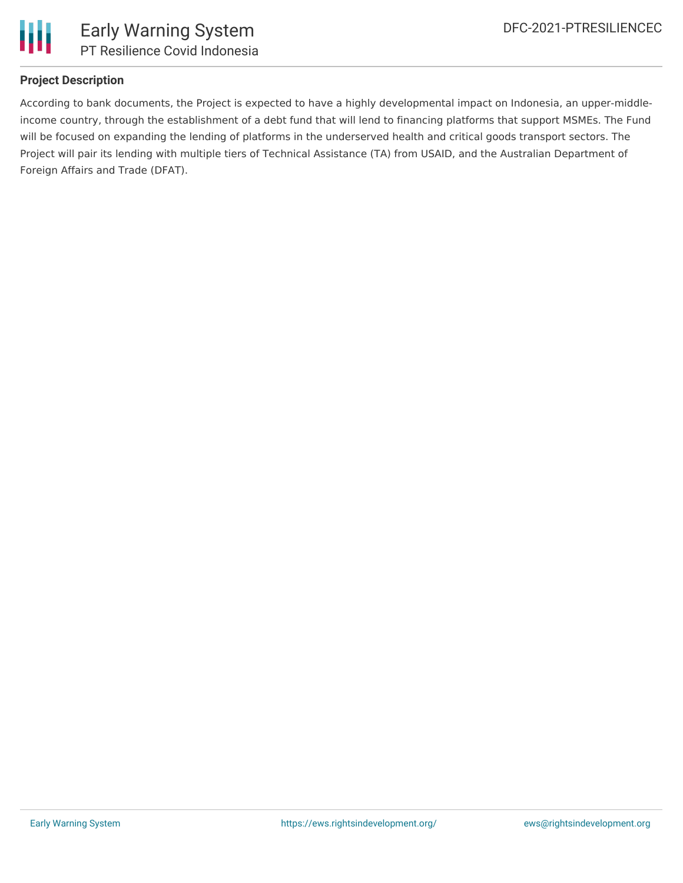**Project Description**

According to bank documents, the Project is expected to have a highly developmental impact on Indonesia, an upper-middle-income country, through the establishment of a debt fund that will lend to financing platforms that support MSMEs. The Fund will be focused on expanding the lending of platforms in the underserved health and critical goods transport sectors. The Project will pair its lending with multiple tiers of Technical Assistance (TA) from USAID, and the Australian Department of Foreign Affairs and Trade (DFAT).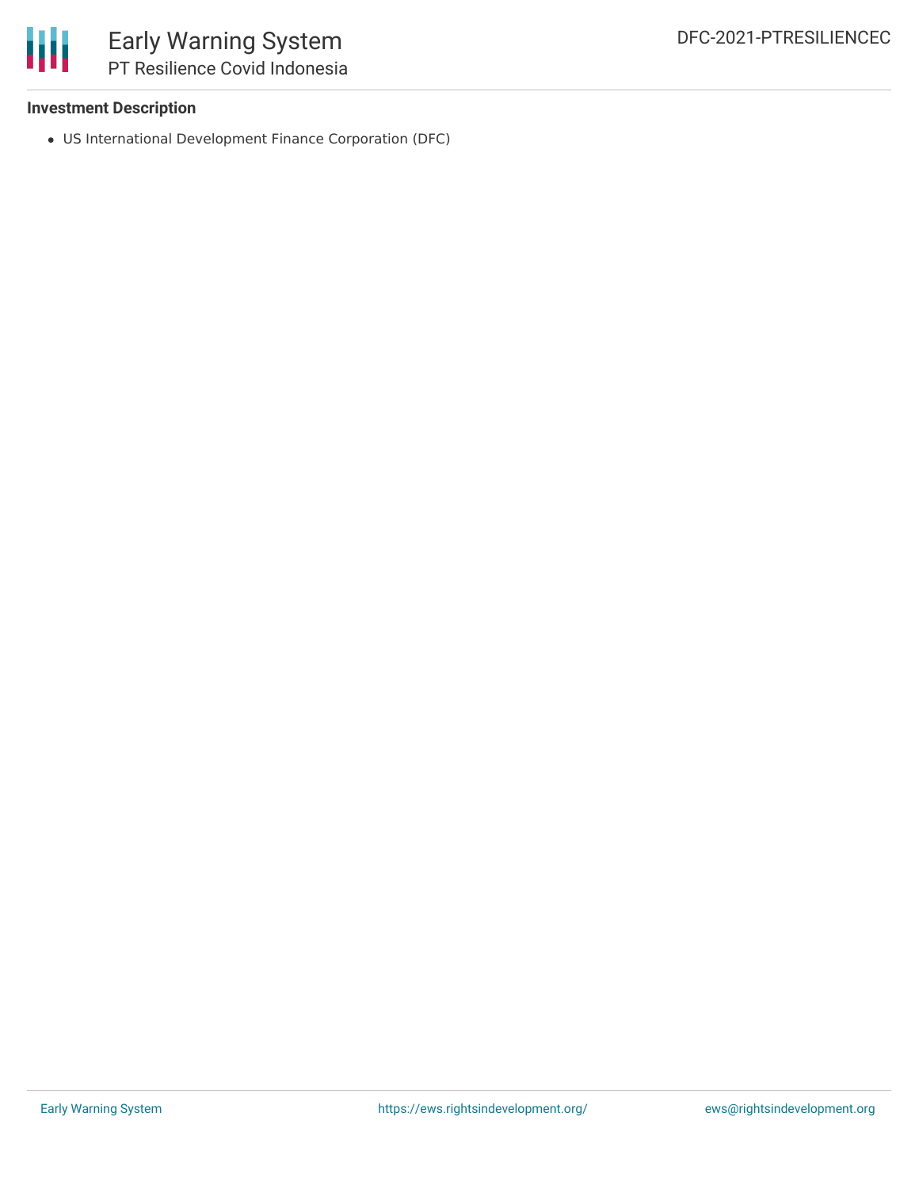**Investment Description**

- US International Development Finance Corporation (DFC)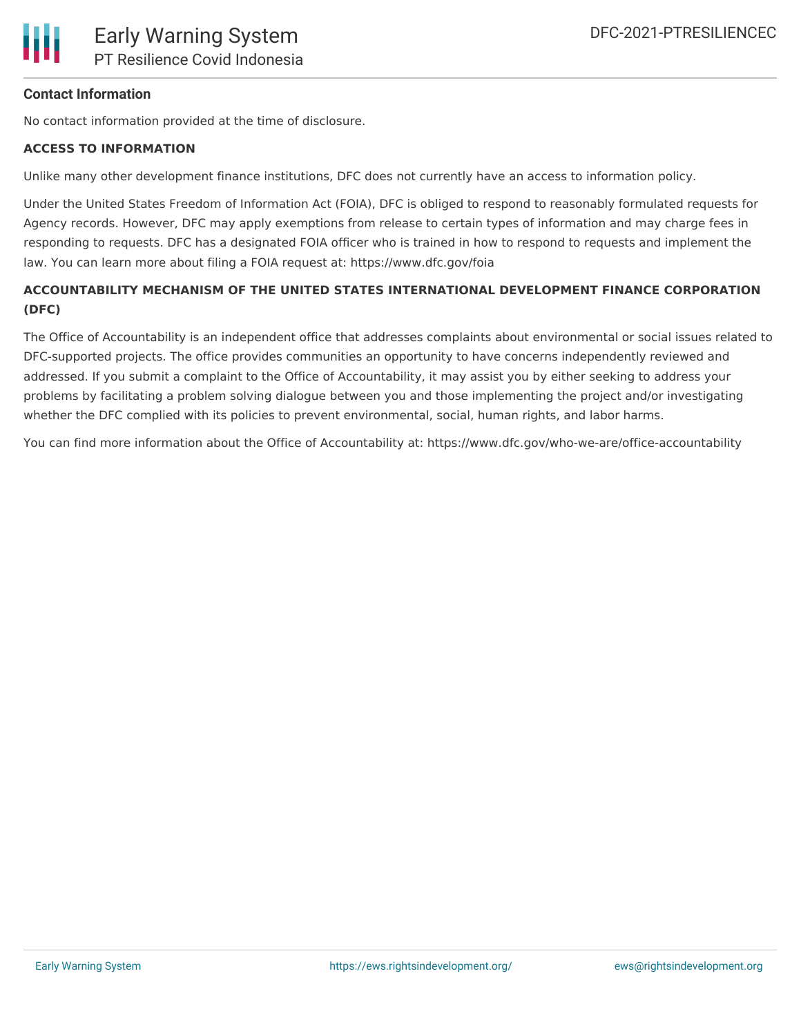### Contact Information

No contact information provided at the time of disclosure.

**ACCESS TO INFORMATION**

Unlike many other development finance institutions, DFC does not currently have an access to information policy.

Under the United States Freedom of Information Act (FOIA), DFC is obliged to respond to reasonably formulated requests for Agency records. However, DFC may apply exemptions from release to certain types of information and may charge fees in responding to requests. DFC has a designated FOIA officer who is trained in how to respond to requests and implement the law. You can learn more about filing a FOIA request at: https://www.dfc.gov/foia

**ACCOUNTABILITY MECHANISM OF THE UNITED STATES INTERNATIONAL DEVELOPMENT FINANCE CORPORATION (DFC)**

The Office of Accountability is an independent office that addresses complaints about environmental or social issues related to DFC-supported projects. The office provides communities an opportunity to have concerns independently reviewed and addressed. If you submit a complaint to the Office of Accountability, it may assist you by either seeking to address your problems by facilitating a problem solving dialogue between you and those implementing the project and/or investigating whether the DFC complied with its policies to prevent environmental, social, human rights, and labor harms.

You can find more information about the Office of Accountability at: https://www.dfc.gov/who-we-are/office-accountability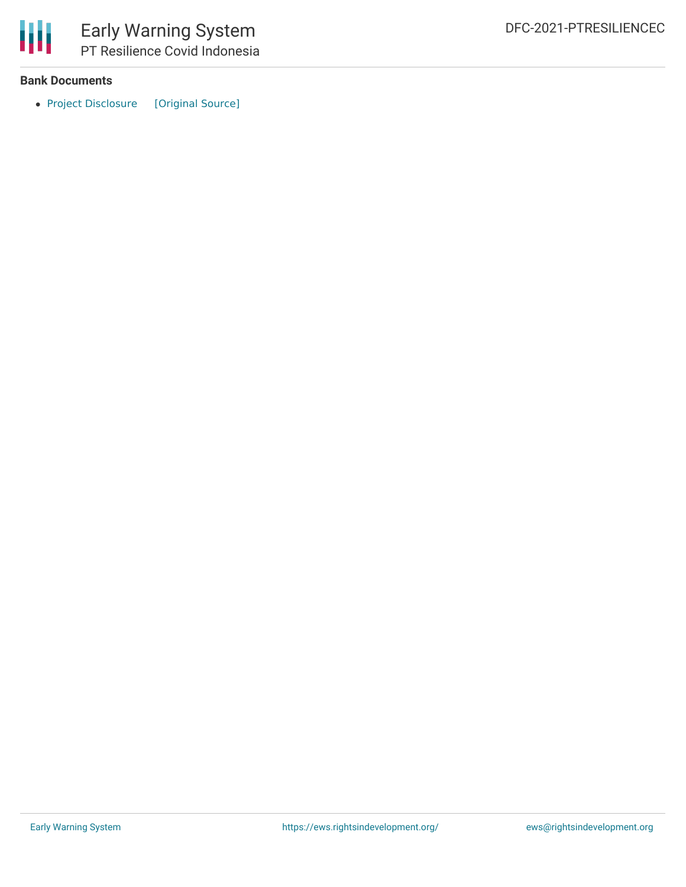**Bank Documents**

- Project Disclosure [Original Source]